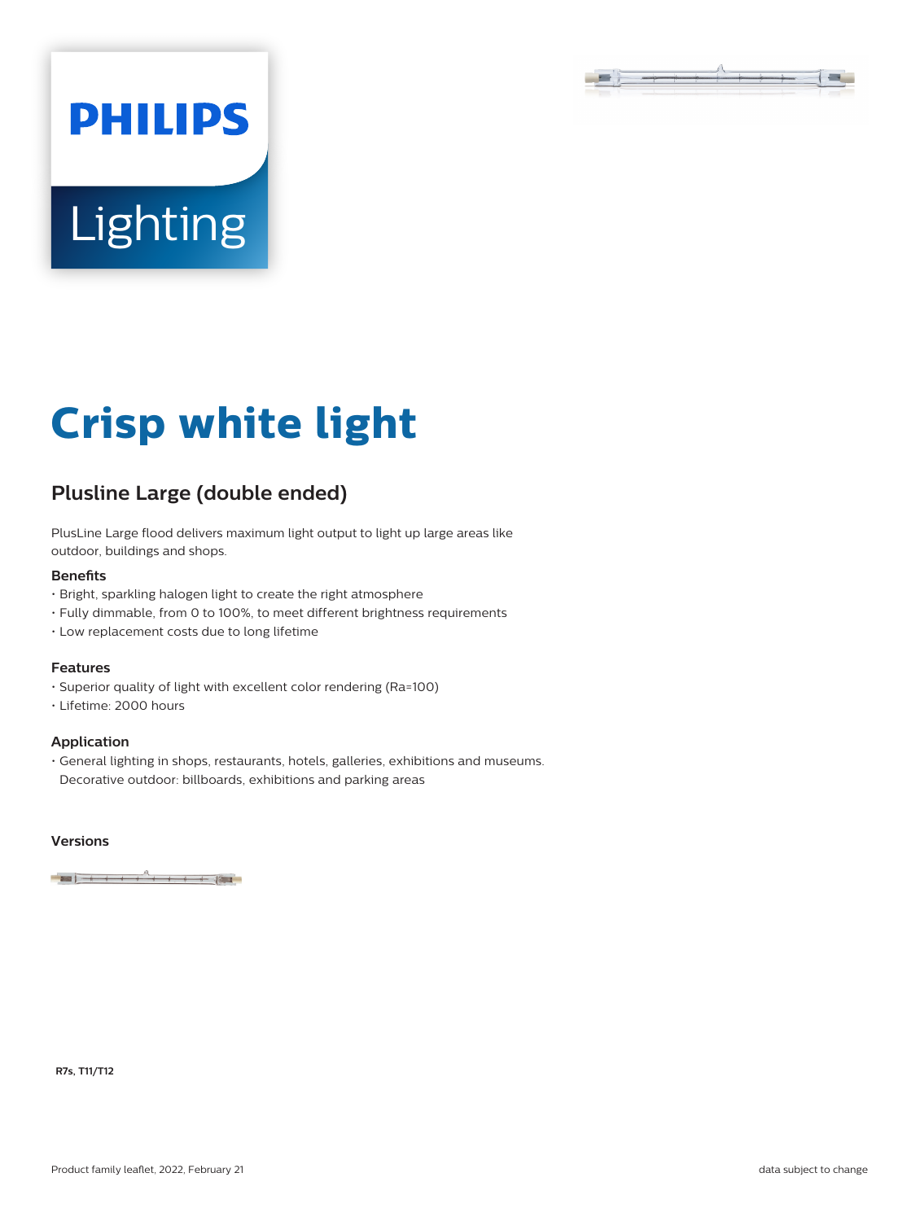# Crisp white light

## Plusline Large (double ended)

PlusLine Large flood delivers maximum light output to light up large areas like outdoor, buildings and shops.

### Benefits

- Bright, sparkling halogen light to create the right atmosphere
- Fully dimmable, from 0 to 100%, to meet different brightness requirements
- Low replacement costs due to long lifetime

### Features

- Superior quality of light with excellent color rendering (Ra=100)
- Lifetime: 2000 hours

### Application

- General lighting in shops, restaurants, hotels, galleries, exhibitions and museums. Decorative outdoor: billboards, exhibitions and parking areas

### Versions

**R7s, T11/T12**

Product family leaflet, 2022, February 21

data subject to change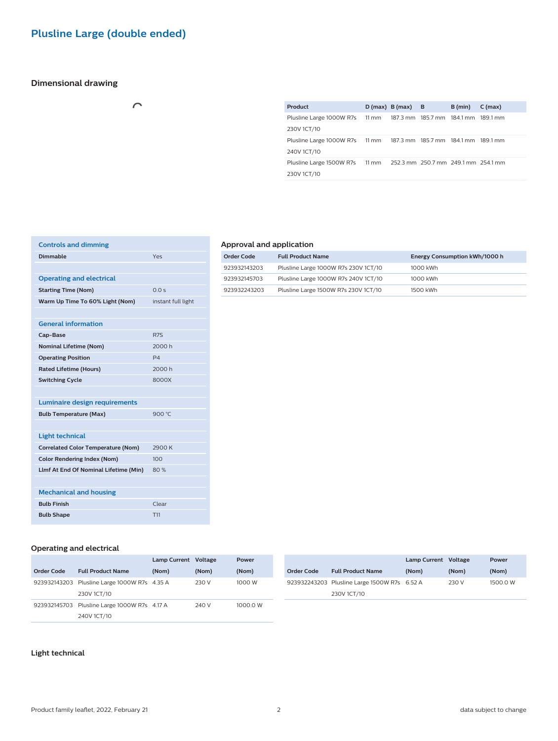# Plusline Large (double ended)

## Dimensional drawing

| Product | D (max) | B (max) | B | B (min) | C (max) |
|---|---|---|---|---|---|
| Plusline Large 1000W R7s 230V 1CT/10 | 11 mm | 187.3 mm | 185.7 mm | 184.1 mm | 189.1 mm |
| Plusline Large 1000W R7s 240V 1CT/10 | 11 mm | 187.3 mm | 185.7 mm | 184.1 mm | 189.1 mm |
| Plusline Large 1500W R7s 230V 1CT/10 | 11 mm | 252.3 mm | 250.7 mm | 249.1 mm | 254.1 mm |

### Controls and dimming

| | |
|---|---|
| **Dimmable** | Yes |

### Operating and electrical

| | |
|---|---|
| **Starting Time (Nom)** | 0.0 s |
| **Warm Up Time To 60% Light (Nom)** | instant full light |

### General information

| | |
|---|---|
| **Cap-Base** | R7S |
| **Nominal Lifetime (Nom)** | 2000 h |
| **Operating Position** | P4 |
| **Rated Lifetime (Hours)** | 2000 h |
| **Switching Cycle** | 8000X |

### Luminaire design requirements

| | |
|---|---|
| **Bulb Temperature (Max)** | 900 °C |

### Light technical

| | |
|---|---|
| **Correlated Color Temperature (Nom)** | 2900 K |
| **Color Rendering Index (Nom)** | 100 |
| **Llmf At End Of Nominal Lifetime (Min)** | 80 % |

### Mechanical and housing

| | |
|---|---|
| **Bulb Finish** | Clear |
| **Bulb Shape** | T11 |

## Approval and application

| Order Code | Full Product Name | Energy Consumption kWh/1000 h |
|---|---|---|
| 923932143203 | Plusline Large 1000W R7s 230V 1CT/10 | 1000 kWh |
| 923932145703 | Plusline Large 1000W R7s 240V 1CT/10 | 1000 kWh |
| 923932243203 | Plusline Large 1500W R7s 230V 1CT/10 | 1500 kWh |

## Operating and electrical

| Order Code | Full Product Name | Lamp Current (Nom) | Voltage (Nom) | Power (Nom) |
|---|---|---|---|---|
| 923932143203 | Plusline Large 1000W R7s 230V 1CT/10 | 4.35 A | 230 V | 1000 W |
| 923932145703 | Plusline Large 1000W R7s 240V 1CT/10 | 4.17 A | 240 V | 1000.0 W |

| Order Code | Full Product Name | Lamp Current (Nom) | Voltage (Nom) | Power (Nom) |
|---|---|---|---|---|
| 923932243203 | Plusline Large 1500W R7s 230V 1CT/10 | 6.52 A | 230 V | 1500.0 W |

## Light technical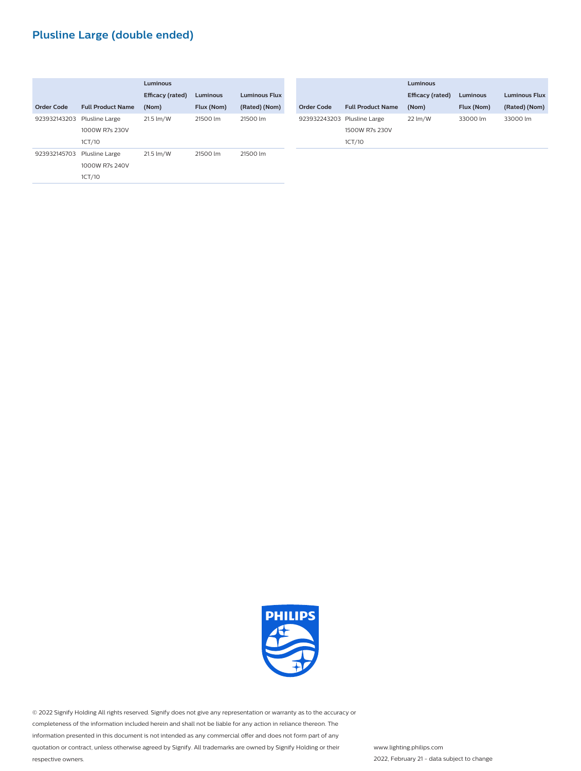## Plusline Large (double ended)

| Order Code | Full Product Name | Luminous Efficacy (rated) (Nom) | Luminous Flux (Nom) | Luminous Flux (Rated) (Nom) |
|---|---|---|---|---|
| 923932143203 | Plusline Large 1000W R7s 230V 1CT/10 | 21.5 lm/W | 21500 lm | 21500 lm |
| 923932145703 | Plusline Large 1000W R7s 240V 1CT/10 | 21.5 lm/W | 21500 lm | 21500 lm |

| Order Code | Full Product Name | Luminous Efficacy (rated) (Nom) | Luminous Flux (Nom) | Luminous Flux (Rated) (Nom) |
|---|---|---|---|---|
| 923932243203 | Plusline Large 1500W R7s 230V 1CT/10 | 22 lm/W | 33000 lm | 33000 lm |

© 2022 Signify Holding All rights reserved. Signify does not give any representation or warranty as to the accuracy or completeness of the information included herein and shall not be liable for any action in reliance thereon. The information presented in this document is not intended as any commercial offer and does not form part of any quotation or contract, unless otherwise agreed by Signify. All trademarks are owned by Signify Holding or their respective owners.

www.lighting.philips.com

2022, February 21 - data subject to change